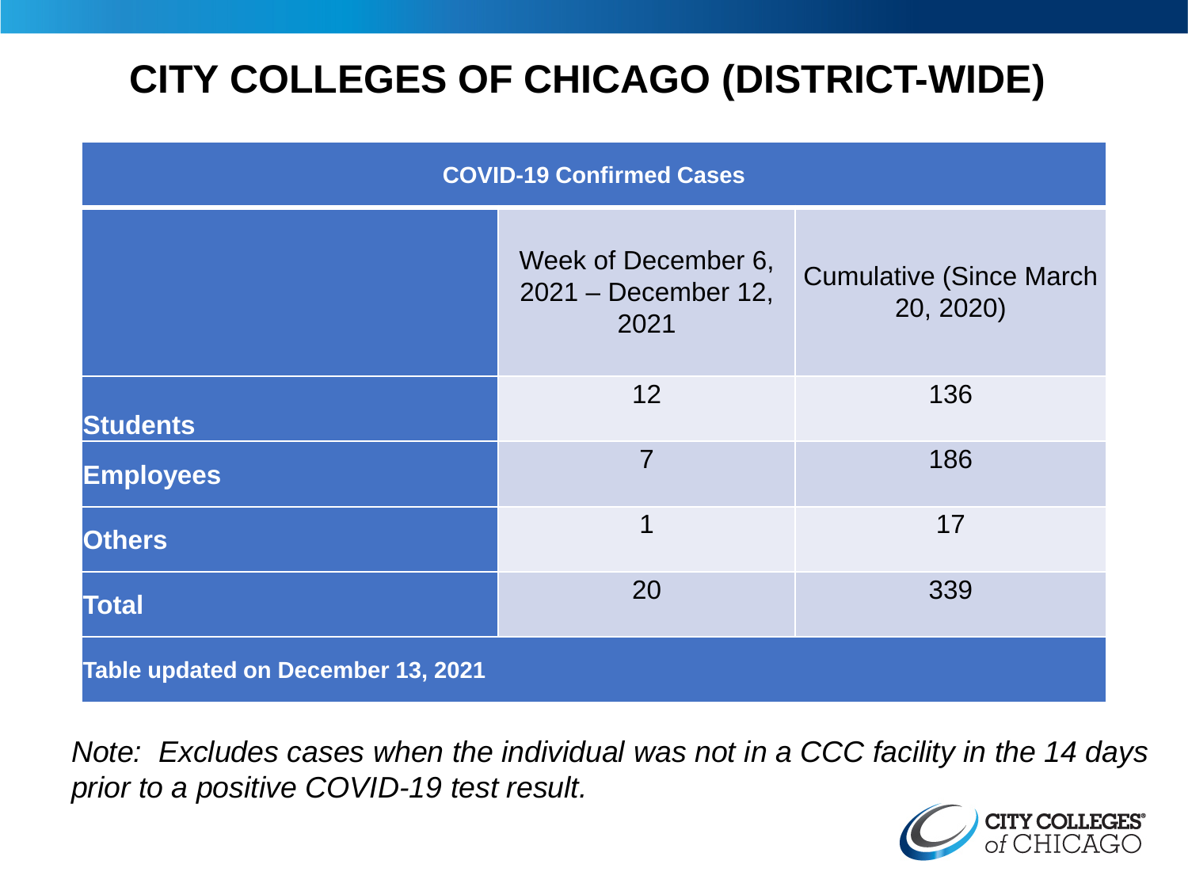# CITY COLLEGES OF CHICAGO (DISTRICT-WIDE)

| COVID-19 Confirmed Cases | | |
|---|---|---|
| | Week of December 6, 2021 – December 12, 2021 | Cumulative (Since March 20, 2020) |
| **Students** | 12 | 136 |
| **Employees** | 7 | 186 |
| **Others** | 1 | 17 |
| **Total** | 20 | 339 |
| **Table updated on December 13, 2021** | | |

*Note: Excludes cases when the individual was not in a CCC facility in the 14 days prior to a positive COVID-19 test result.*

CITY COLLEGES of CHICAGO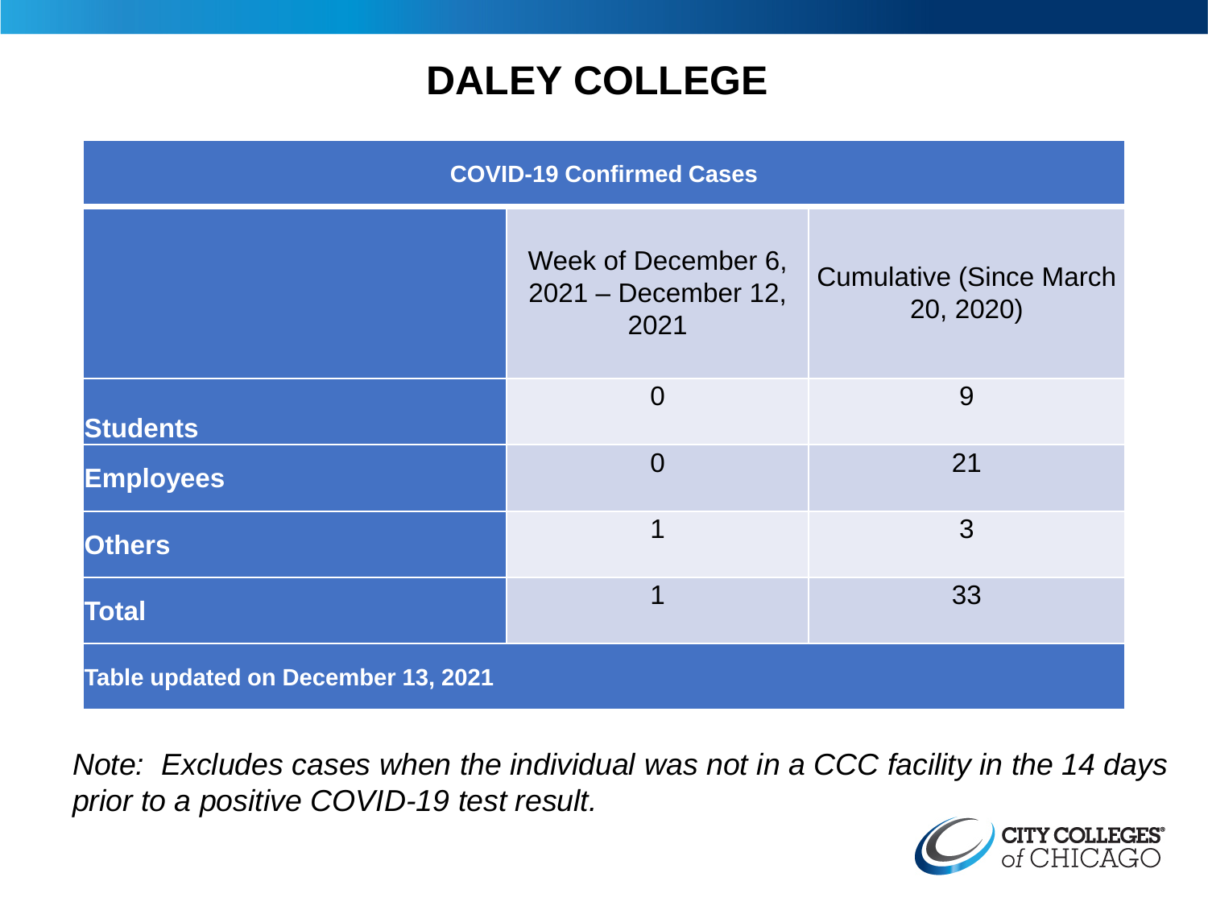# DALEY COLLEGE

| COVID-19 Confirmed Cases | | |
|---|---|---|
| | Week of December 6, 2021 – December 12, 2021 | Cumulative (Since March 20, 2020) |
| **Students** | 0 | 9 |
| **Employees** | 0 | 21 |
| **Others** | 1 | 3 |
| **Total** | 1 | 33 |
| **Table updated on December 13, 2021** | | |

*Note: Excludes cases when the individual was not in a CCC facility in the 14 days prior to a positive COVID-19 test result.*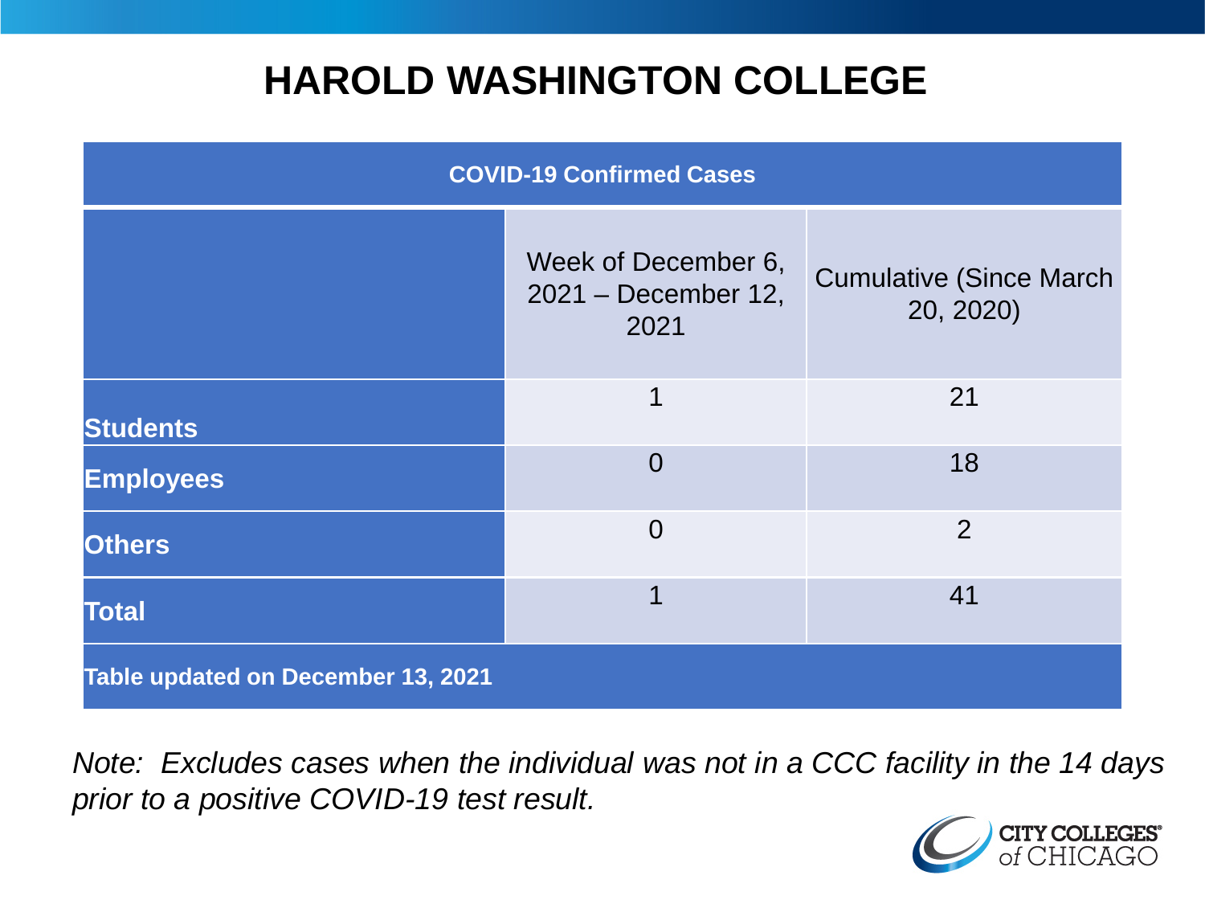# HAROLD WASHINGTON COLLEGE

| COVID-19 Confirmed Cases | | |
|---|---|---|
| | Week of December 6, 2021 – December 12, 2021 | Cumulative (Since March 20, 2020) |
| **Students** | 1 | 21 |
| **Employees** | 0 | 18 |
| **Others** | 0 | 2 |
| **Total** | 1 | 41 |
| **Table updated on December 13, 2021** | | |

*Note: Excludes cases when the individual was not in a CCC facility in the 14 days prior to a positive COVID-19 test result.*

CITY COLLEGES of CHICAGO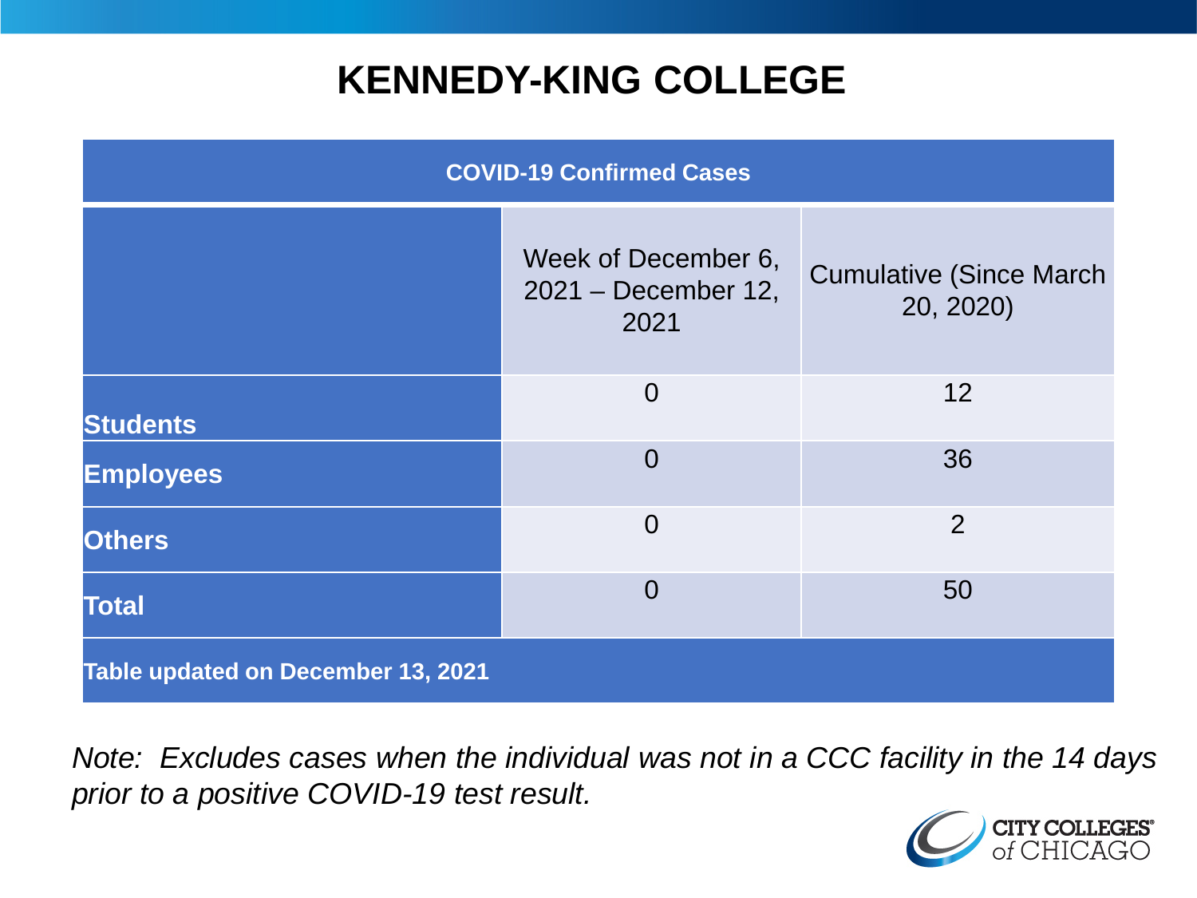# KENNEDY-KING COLLEGE

| COVID-19 Confirmed Cases | | |
|---|---|---|
| | Week of December 6, 2021 – December 12, 2021 | Cumulative (Since March 20, 2020) |
| **Students** | 0 | 12 |
| **Employees** | 0 | 36 |
| **Others** | 0 | 2 |
| **Total** | 0 | 50 |
| **Table updated on December 13, 2021** | | |

*Note: Excludes cases when the individual was not in a CCC facility in the 14 days prior to a positive COVID-19 test result.*

CITY COLLEGES of CHICAGO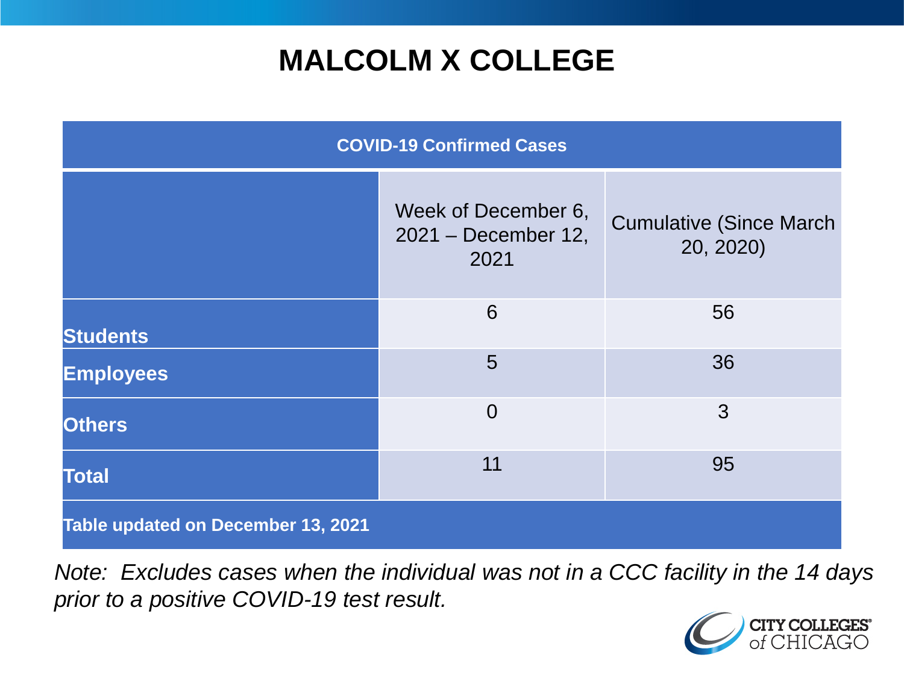# MALCOLM X COLLEGE

| COVID-19 Confirmed Cases | | |
|---|---|---|
| | Week of December 6, 2021 – December 12, 2021 | Cumulative (Since March 20, 2020) |
| **Students** | 6 | 56 |
| **Employees** | 5 | 36 |
| **Others** | 0 | 3 |
| **Total** | 11 | 95 |

**Table updated on December 13, 2021**

*Note: Excludes cases when the individual was not in a CCC facility in the 14 days prior to a positive COVID-19 test result.*

CITY COLLEGES of CHICAGO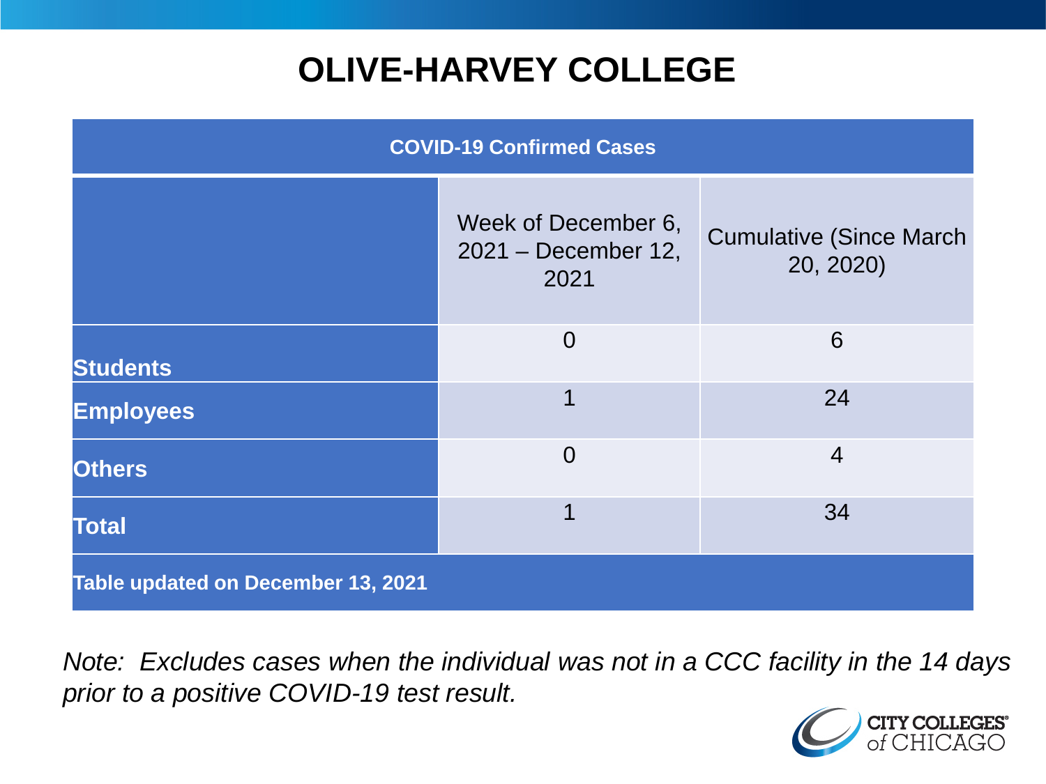# OLIVE-HARVEY COLLEGE

| COVID-19 Confirmed Cases | | |
|---|---|---|
| | Week of December 6, 2021 – December 12, 2021 | Cumulative (Since March 20, 2020) |
| **Students** | 0 | 6 |
| **Employees** | 1 | 24 |
| **Others** | 0 | 4 |
| **Total** | 1 | 34 |
| **Table updated on December 13, 2021** | | |

*Note: Excludes cases when the individual was not in a CCC facility in the 14 days prior to a positive COVID-19 test result.*

CITY COLLEGES of CHICAGO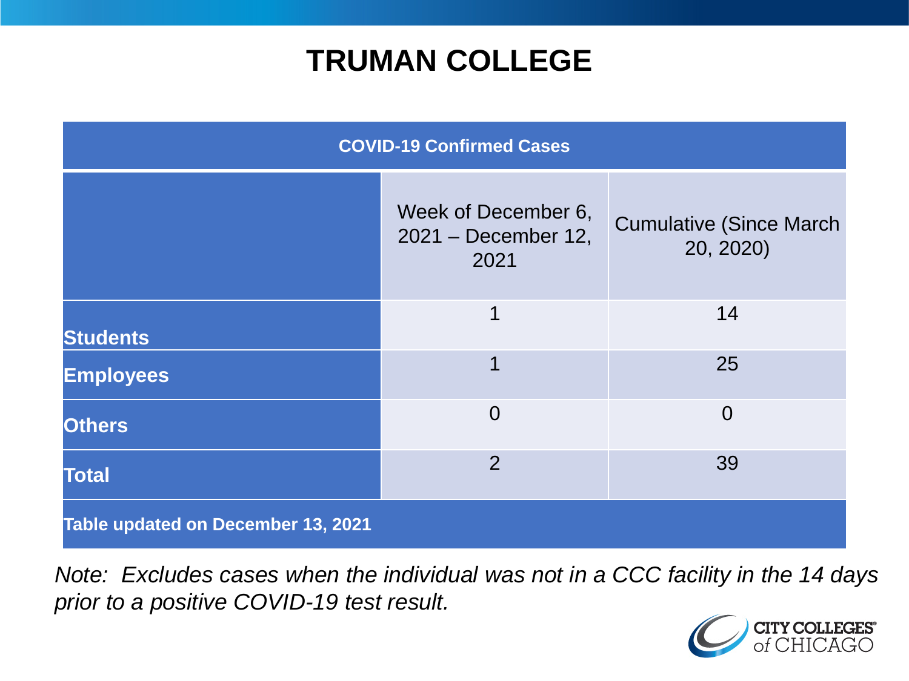# TRUMAN COLLEGE

| COVID-19 Confirmed Cases | | |
|---|---|---|
| | Week of December 6, 2021 – December 12, 2021 | Cumulative (Since March 20, 2020) |
| **Students** | 1 | 14 |
| **Employees** | 1 | 25 |
| **Others** | 0 | 0 |
| **Total** | 2 | 39 |
| **Table updated on December 13, 2021** | | |

*Note: Excludes cases when the individual was not in a CCC facility in the 14 days prior to a positive COVID-19 test result.*

CITY COLLEGES of CHICAGO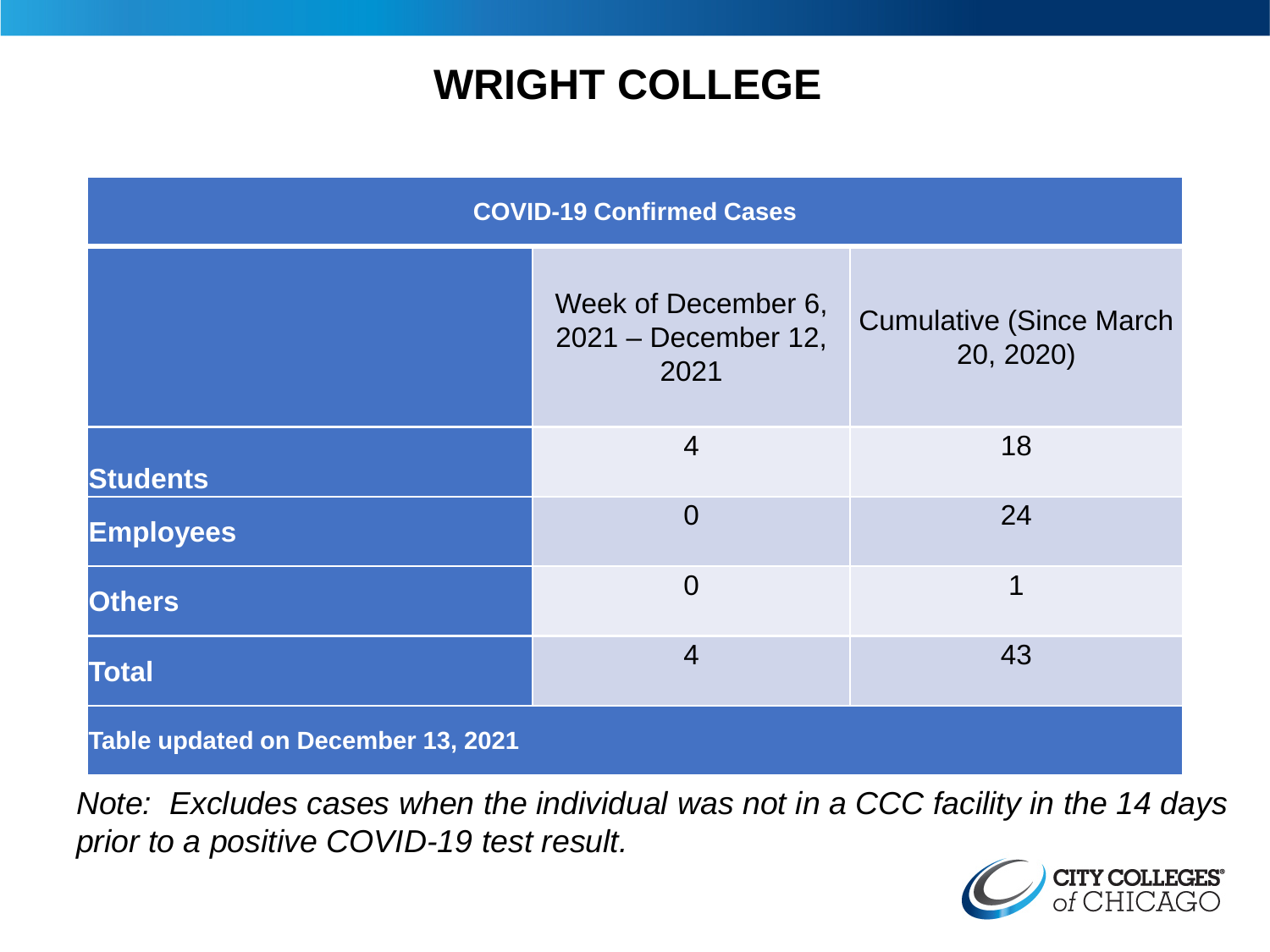# WRIGHT COLLEGE

| COVID-19 Confirmed Cases | | |
|---|---|---|
| | Week of December 6, 2021 – December 12, 2021 | Cumulative (Since March 20, 2020) |
| **Students** | 4 | 18 |
| **Employees** | 0 | 24 |
| **Others** | 0 | 1 |
| **Total** | 4 | 43 |
| **Table updated on December 13, 2021** | | |

*Note: Excludes cases when the individual was not in a CCC facility in the 14 days prior to a positive COVID-19 test result.*

CITY COLLEGES of CHICAGO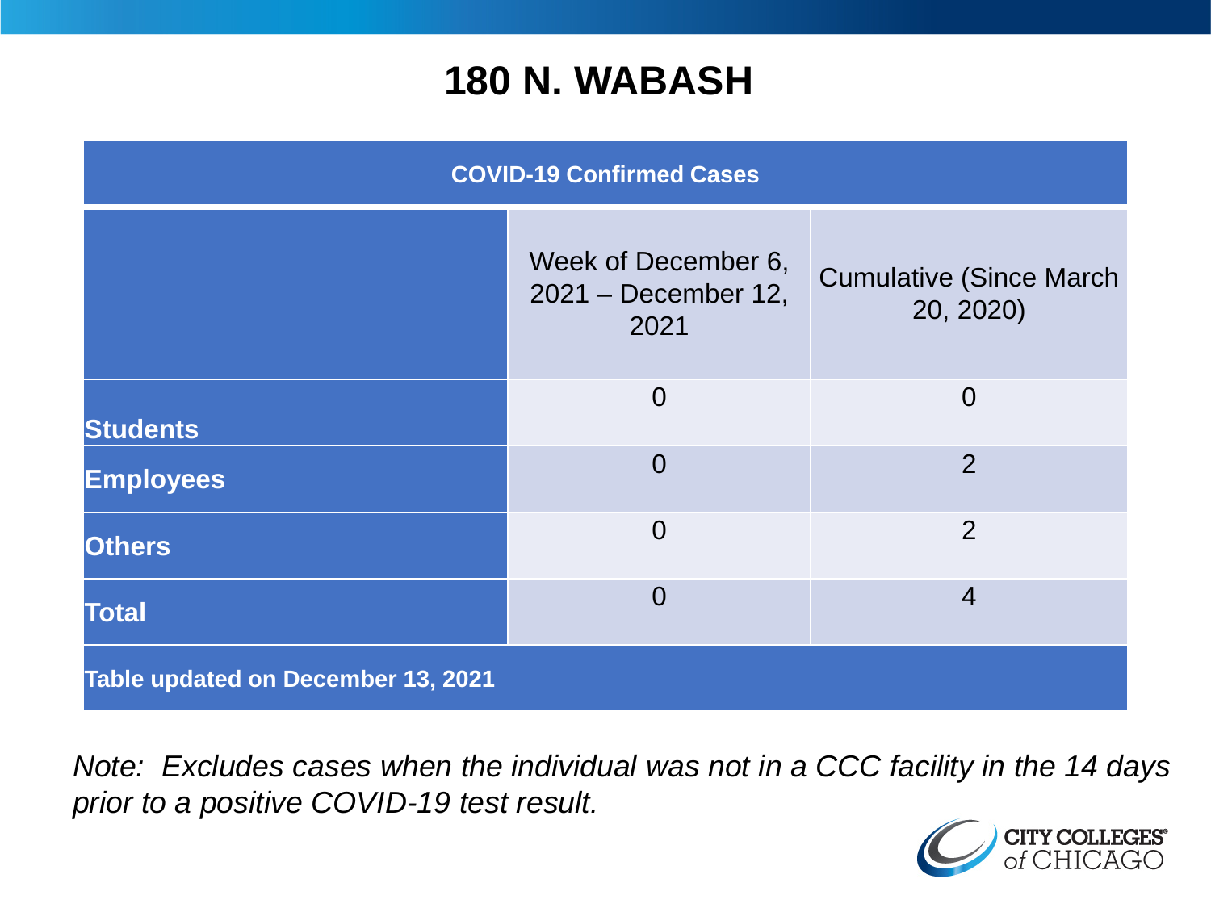# 180 N. WABASH

| COVID-19 Confirmed Cases | | |
|---|---|---|
| | Week of December 6, 2021 – December 12, 2021 | Cumulative (Since March 20, 2020) |
| **Students** | 0 | 0 |
| **Employees** | 0 | 2 |
| **Others** | 0 | 2 |
| **Total** | 0 | 4 |
| **Table updated on December 13, 2021** | | |

*Note: Excludes cases when the individual was not in a CCC facility in the 14 days prior to a positive COVID-19 test result.*

CITY COLLEGES of CHICAGO